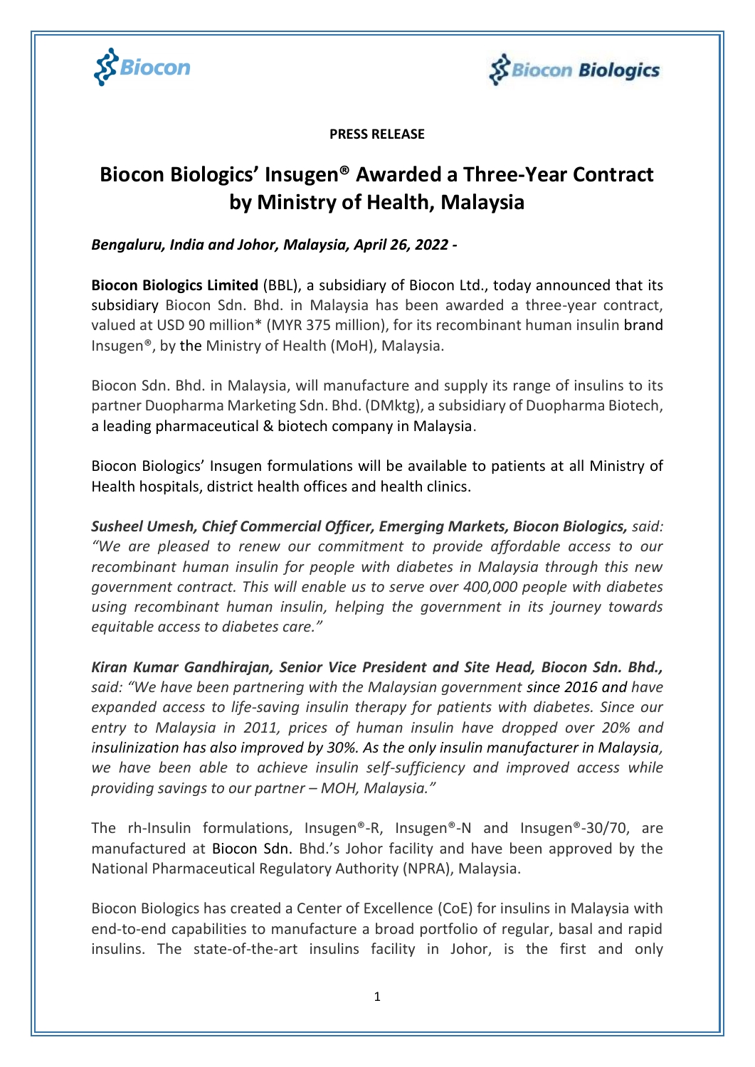**PRESS RELEASE**

# Biocon Biologics' Insugen® Awarded a Three-Year Contract by Ministry of Health, Malaysia

***Bengaluru, India and Johor, Malaysia, April 26, 2022 -***

**Biocon Biologics Limited** (BBL), a subsidiary of Biocon Ltd., today announced that its subsidiary Biocon Sdn. Bhd. in Malaysia has been awarded a three-year contract, valued at USD 90 million* (MYR 375 million), for its recombinant human insulin brand Insugen®, by the Ministry of Health (MoH), Malaysia.

Biocon Sdn. Bhd. in Malaysia, will manufacture and supply its range of insulins to its partner Duopharma Marketing Sdn. Bhd. (DMktg), a subsidiary of Duopharma Biotech, a leading pharmaceutical & biotech company in Malaysia.

Biocon Biologics' Insugen formulations will be available to patients at all Ministry of Health hospitals, district health offices and health clinics.

***Susheel Umesh, Chief Commercial Officer, Emerging Markets, Biocon Biologics,*** *said: "We are pleased to renew our commitment to provide affordable access to our recombinant human insulin for people with diabetes in Malaysia through this new government contract. This will enable us to serve over 400,000 people with diabetes using recombinant human insulin, helping the government in its journey towards equitable access to diabetes care."*

***Kiran Kumar Gandhirajan, Senior Vice President and Site Head, Biocon Sdn. Bhd.,*** *said: "We have been partnering with the Malaysian government since 2016 and have expanded access to life-saving insulin therapy for patients with diabetes. Since our entry to Malaysia in 2011, prices of human insulin have dropped over 20% and insulinization has also improved by 30%. As the only insulin manufacturer in Malaysia, we have been able to achieve insulin self-sufficiency and improved access while providing savings to our partner – MOH, Malaysia."*

The rh-Insulin formulations, Insugen®-R, Insugen®-N and Insugen®-30/70, are manufactured at Biocon Sdn. Bhd.'s Johor facility and have been approved by the National Pharmaceutical Regulatory Authority (NPRA), Malaysia.

Biocon Biologics has created a Center of Excellence (CoE) for insulins in Malaysia with end-to-end capabilities to manufacture a broad portfolio of regular, basal and rapid insulins. The state-of-the-art insulins facility in Johor, is the first and only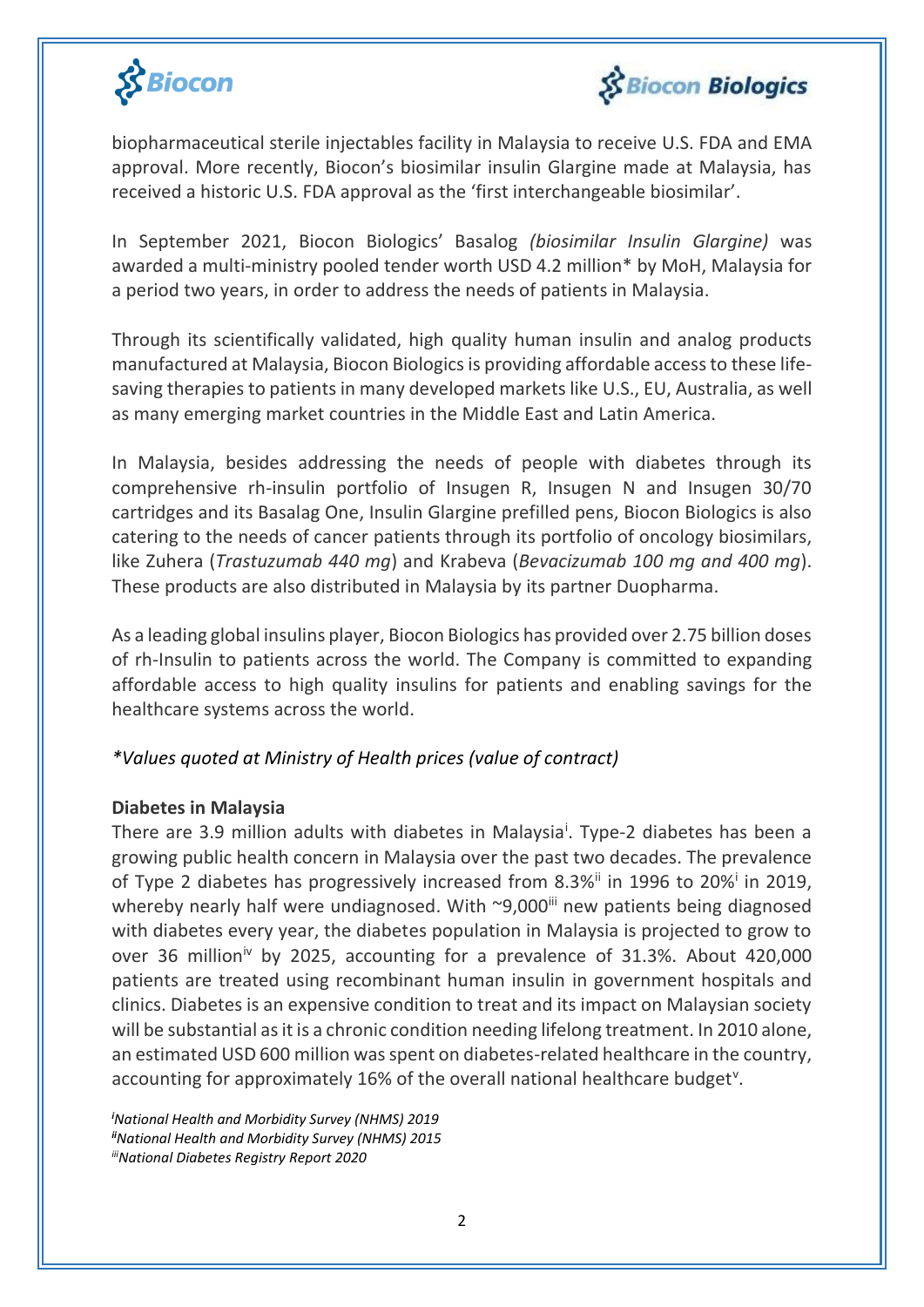biopharmaceutical sterile injectables facility in Malaysia to receive U.S. FDA and EMA approval. More recently, Biocon's biosimilar insulin Glargine made at Malaysia, has received a historic U.S. FDA approval as the 'first interchangeable biosimilar'.

In September 2021, Biocon Biologics' Basalog *(biosimilar Insulin Glargine)* was awarded a multi-ministry pooled tender worth USD 4.2 million* by MoH, Malaysia for a period two years, in order to address the needs of patients in Malaysia.

Through its scientifically validated, high quality human insulin and analog products manufactured at Malaysia, Biocon Biologics is providing affordable access to these life-saving therapies to patients in many developed markets like U.S., EU, Australia, as well as many emerging market countries in the Middle East and Latin America.

In Malaysia, besides addressing the needs of people with diabetes through its comprehensive rh-insulin portfolio of Insugen R, Insugen N and Insugen 30/70 cartridges and its Basalag One, Insulin Glargine prefilled pens, Biocon Biologics is also catering to the needs of cancer patients through its portfolio of oncology biosimilars, like Zuhera (*Trastuzumab 440 mg*) and Krabeva (*Bevacizumab 100 mg and 400 mg*). These products are also distributed in Malaysia by its partner Duopharma.

As a leading global insulins player, Biocon Biologics has provided over 2.75 billion doses of rh-Insulin to patients across the world. The Company is committed to expanding affordable access to high quality insulins for patients and enabling savings for the healthcare systems across the world.

*\*Values quoted at Ministry of Health prices (value of contract)*

**Diabetes in Malaysia**

There are 3.9 million adults with diabetes in Malaysia[i]. Type-2 diabetes has been a growing public health concern in Malaysia over the past two decades. The prevalence of Type 2 diabetes has progressively increased from 8.3%[ii] in 1996 to 20%[i] in 2019, whereby nearly half were undiagnosed. With ~9,000[iii] new patients being diagnosed with diabetes every year, the diabetes population in Malaysia is projected to grow to over 36 million[iv] by 2025, accounting for a prevalence of 31.3%. About 420,000 patients are treated using recombinant human insulin in government hospitals and clinics. Diabetes is an expensive condition to treat and its impact on Malaysian society will be substantial as it is a chronic condition needing lifelong treatment. In 2010 alone, an estimated USD 600 million was spent on diabetes-related healthcare in the country, accounting for approximately 16% of the overall national healthcare budget[v].

*[i] National Health and Morbidity Survey (NHMS) 2019*
*[ii] National Health and Morbidity Survey (NHMS) 2015*
*[iii] National Diabetes Registry Report 2020*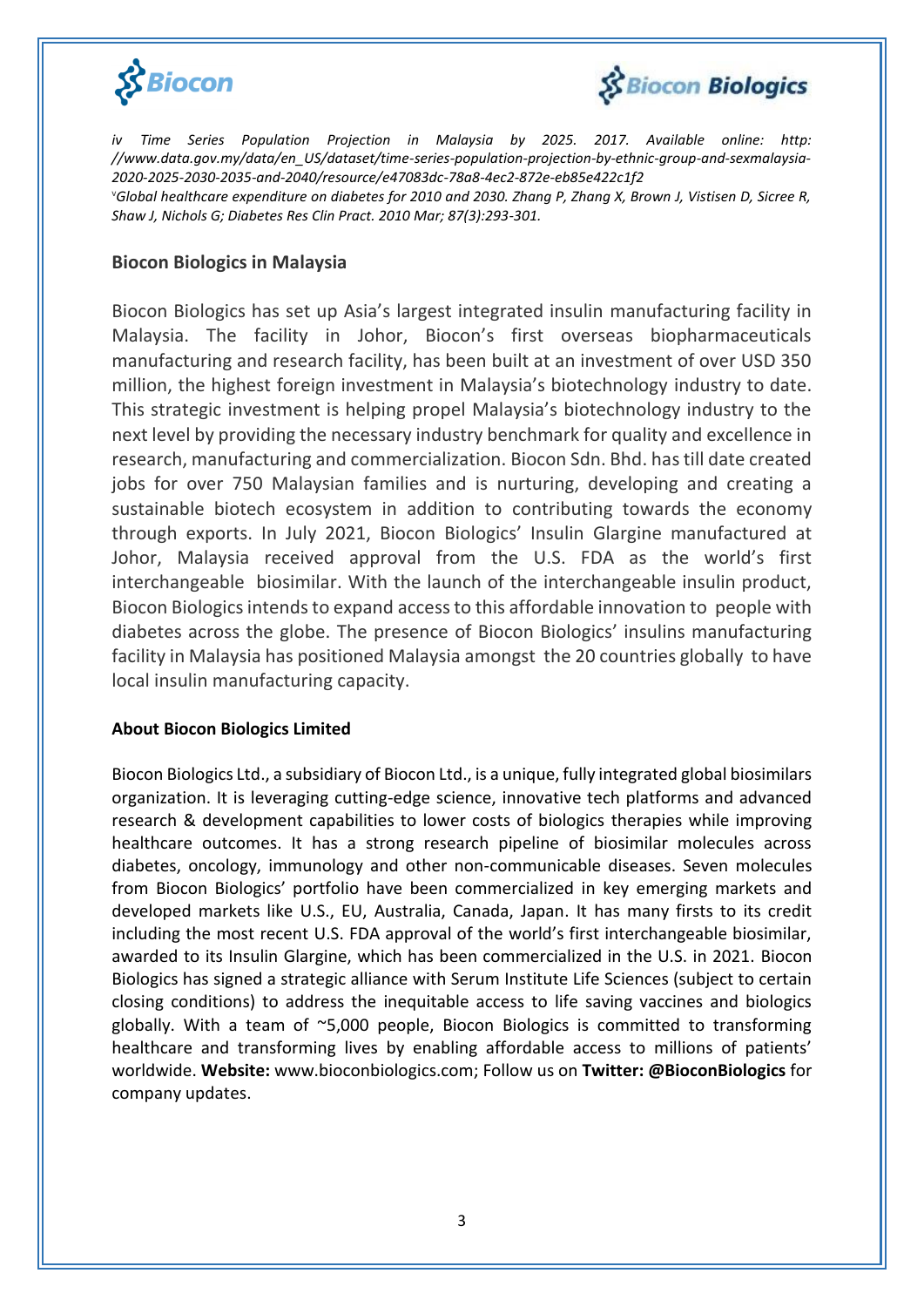*iv Time Series Population Projection in Malaysia by 2025. 2017. Available online: http: //www.data.gov.my/data/en_US/dataset/time-series-population-projection-by-ethnic-group-and-sexmalaysia-2020-2025-2030-2035-and-2040/resource/e47083dc-78a8-4ec2-872e-eb85e422c1f2*

*v Global healthcare expenditure on diabetes for 2010 and 2030. Zhang P, Zhang X, Brown J, Vistisen D, Sicree R, Shaw J, Nichols G; Diabetes Res Clin Pract. 2010 Mar; 87(3):293-301.*

## Biocon Biologics in Malaysia

Biocon Biologics has set up Asia's largest integrated insulin manufacturing facility in Malaysia. The facility in Johor, Biocon's first overseas biopharmaceuticals manufacturing and research facility, has been built at an investment of over USD 350 million, the highest foreign investment in Malaysia's biotechnology industry to date. This strategic investment is helping propel Malaysia's biotechnology industry to the next level by providing the necessary industry benchmark for quality and excellence in research, manufacturing and commercialization. Biocon Sdn. Bhd. has till date created jobs for over 750 Malaysian families and is nurturing, developing and creating a sustainable biotech ecosystem in addition to contributing towards the economy through exports. In July 2021, Biocon Biologics' Insulin Glargine manufactured at Johor, Malaysia received approval from the U.S. FDA as the world's first interchangeable biosimilar. With the launch of the interchangeable insulin product, Biocon Biologics intends to expand access to this affordable innovation to people with diabetes across the globe. The presence of Biocon Biologics' insulins manufacturing facility in Malaysia has positioned Malaysia amongst the 20 countries globally to have local insulin manufacturing capacity.

### About Biocon Biologics Limited

Biocon Biologics Ltd., a subsidiary of Biocon Ltd., is a unique, fully integrated global biosimilars organization. It is leveraging cutting-edge science, innovative tech platforms and advanced research & development capabilities to lower costs of biologics therapies while improving healthcare outcomes. It has a strong research pipeline of biosimilar molecules across diabetes, oncology, immunology and other non-communicable diseases. Seven molecules from Biocon Biologics' portfolio have been commercialized in key emerging markets and developed markets like U.S., EU, Australia, Canada, Japan. It has many firsts to its credit including the most recent U.S. FDA approval of the world's first interchangeable biosimilar, awarded to its Insulin Glargine, which has been commercialized in the U.S. in 2021. Biocon Biologics has signed a strategic alliance with Serum Institute Life Sciences (subject to certain closing conditions) to address the inequitable access to life saving vaccines and biologics globally. With a team of ~5,000 people, Biocon Biologics is committed to transforming healthcare and transforming lives by enabling affordable access to millions of patients' worldwide. **Website:** www.bioconbiologics.com; Follow us on **Twitter: @BioconBiologics** for company updates.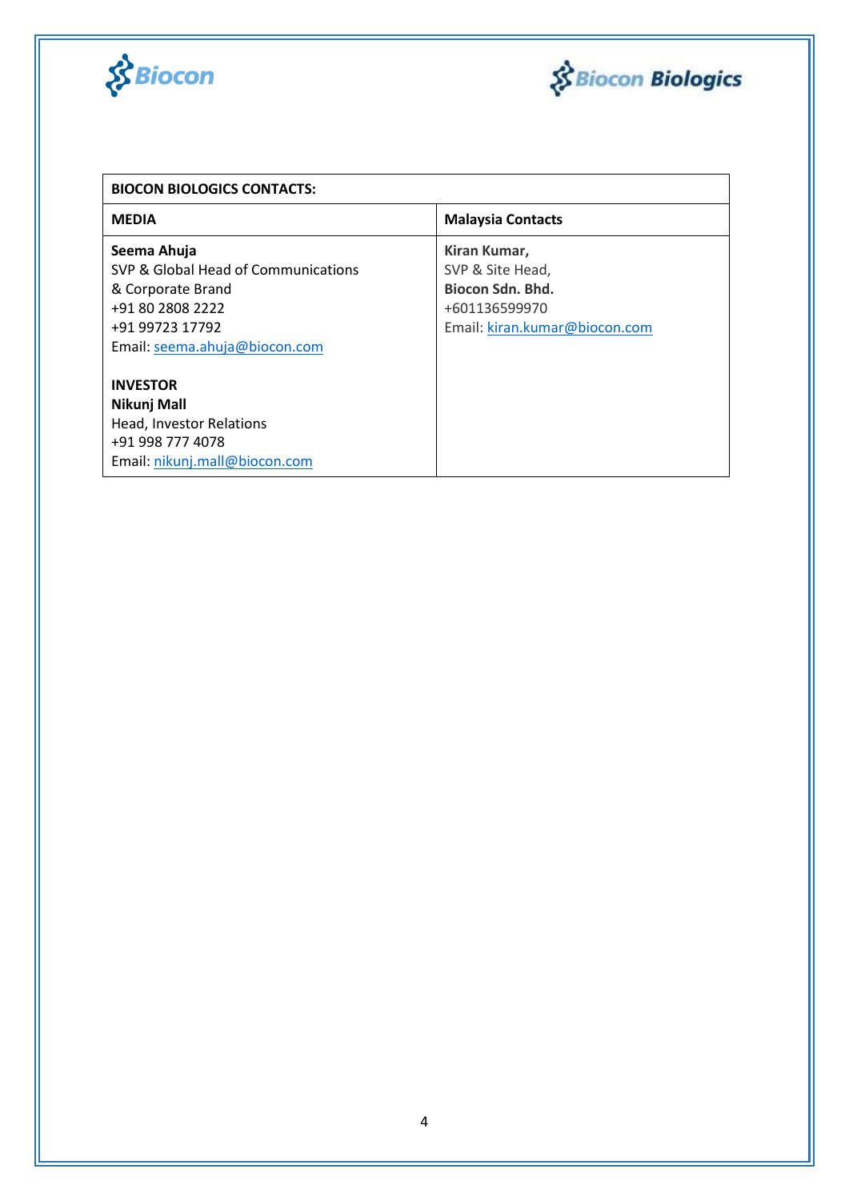| BIOCON BIOLOGICS CONTACTS: | |
|---|---|
| **MEDIA** | **Malaysia Contacts** |
| **Seema Ahuja**<br>SVP & Global Head of Communications & Corporate Brand<br>+91 80 2808 2222<br>+91 99723 17792<br>Email: seema.ahuja@biocon.com<br><br>**INVESTOR**<br>**Nikunj Mall**<br>Head, Investor Relations<br>+91 998 777 4078<br>Email: nikunj.mall@biocon.com | **Kiran Kumar,**<br>SVP & Site Head,<br>**Biocon Sdn. Bhd.**<br>+601136599970<br>Email: kiran.kumar@biocon.com |